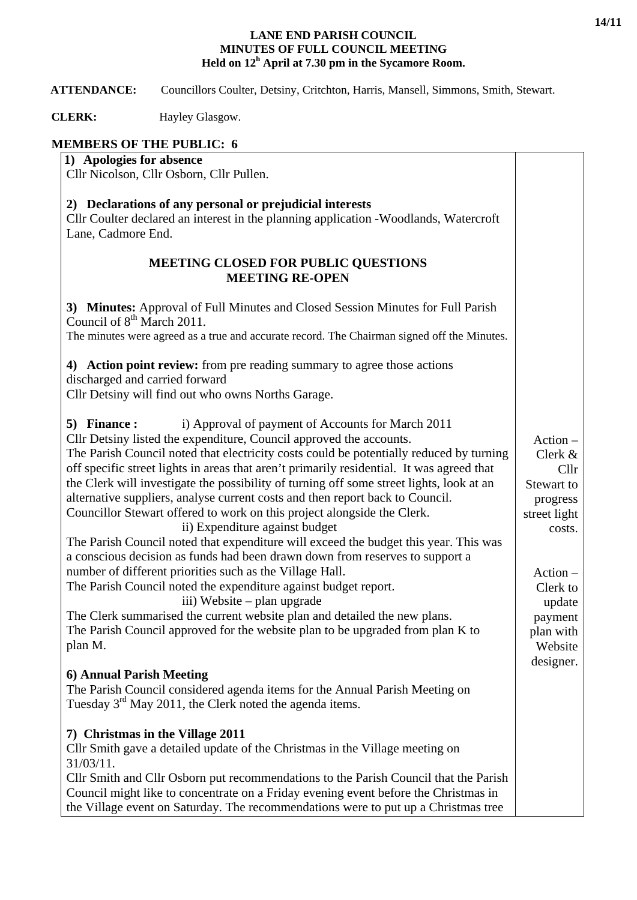# LANE END PARISH COUNCIL
## MINUTES OF FULL COUNCIL MEETING
### Held on 12h April at 7.30 pm in the Sycamore Room.

**ATTENDANCE:** Councillors Coulter, Detsiny, Critchton, Harris, Mansell, Simmons, Smith, Stewart.

**CLERK:** Hayley Glasgow.

**MEMBERS OF THE PUBLIC: 6**

| | |
|---|---|
| **1) Apologies for absence**<br>Cllr Nicolson, Cllr Osborn, Cllr Pullen.<br><br>**2) Declarations of any personal or prejudicial interests**<br>Cllr Coulter declared an interest in the planning application -Woodlands, Watercroft Lane, Cadmore End.<br><br>**MEETING CLOSED FOR PUBLIC QUESTIONS**<br>**MEETING RE-OPEN**<br><br>**3) Minutes:** Approval of Full Minutes and Closed Session Minutes for Full Parish Council of 8th March 2011.<br>The minutes were agreed as a true and accurate record. The Chairman signed off the Minutes.<br><br>**4) Action point review:** from pre reading summary to agree those actions discharged and carried forward<br>Cllr Detsiny will find out who owns Norths Garage. | |
| **5) Finance :** i) Approval of payment of Accounts for March 2011<br>Cllr Detsiny listed the expenditure, Council approved the accounts.<br>The Parish Council noted that electricity costs could be potentially reduced by turning off specific street lights in areas that aren't primarily residential. It was agreed that the Clerk will investigate the possibility of turning off some street lights, look at an alternative suppliers, analyse current costs and then report back to Council. Councillor Stewart offered to work on this project alongside the Clerk. | Action – Clerk & Cllr Stewart to progress street light costs. |
| ii) Expenditure against budget<br>The Parish Council noted that expenditure will exceed the budget this year. This was a conscious decision as funds had been drawn down from reserves to support a number of different priorities such as the Village Hall.<br>The Parish Council noted the expenditure against budget report.<br>iii) Website – plan upgrade<br>The Clerk summarised the current website plan and detailed the new plans.<br>The Parish Council approved for the website plan to be upgraded from plan K to plan M. | Action – Clerk to update payment plan with Website designer. |
| **6) Annual Parish Meeting**<br>The Parish Council considered agenda items for the Annual Parish Meeting on Tuesday 3rd May 2011, the Clerk noted the agenda items.<br><br>**7) Christmas in the Village 2011**<br>Cllr Smith gave a detailed update of the Christmas in the Village meeting on 31/03/11.<br>Cllr Smith and Cllr Osborn put recommendations to the Parish Council that the Parish Council might like to concentrate on a Friday evening event before the Christmas in the Village event on Saturday. The recommendations were to put up a Christmas tree | |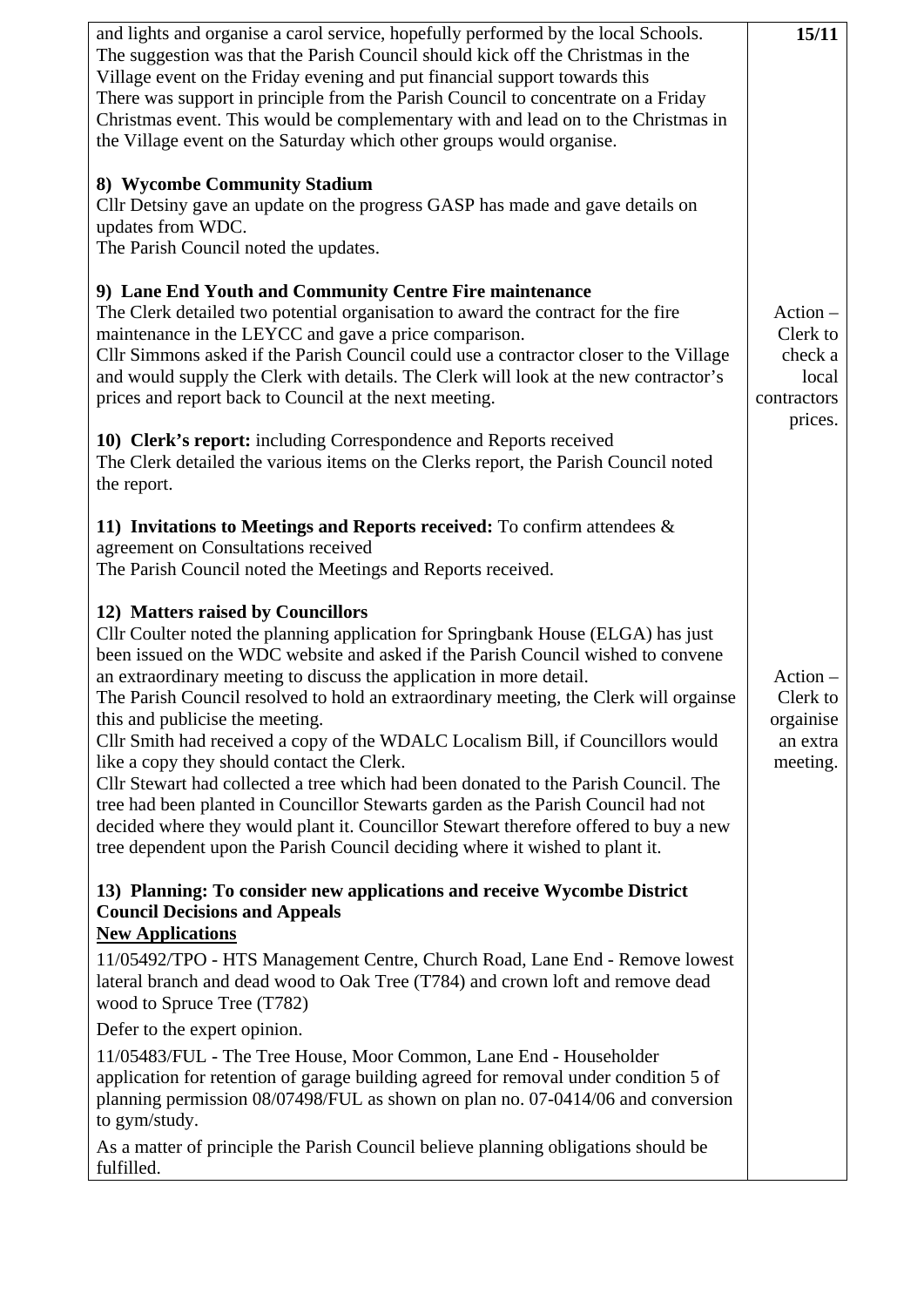and lights and organise a carol service, hopefully performed by the local Schools. The suggestion was that the Parish Council should kick off the Christmas in the Village event on the Friday evening and put financial support towards this
There was support in principle from the Parish Council to concentrate on a Friday Christmas event. This would be complementary with and lead on to the Christmas in the Village event on the Saturday which other groups would organise.

**15/11**

**8) Wycombe Community Stadium**

Cllr Detsiny gave an update on the progress GASP has made and gave details on updates from WDC.
The Parish Council noted the updates.

**9) Lane End Youth and Community Centre Fire maintenance**

The Clerk detailed two potential organisation to award the contract for the fire maintenance in the LEYCC and gave a price comparison.
Cllr Simmons asked if the Parish Council could use a contractor closer to the Village and would supply the Clerk with details. The Clerk will look at the new contractor's prices and report back to Council at the next meeting.

Action – Clerk to check a local contractors prices.

**10) Clerk's report:** including Correspondence and Reports received
The Clerk detailed the various items on the Clerks report, the Parish Council noted the report.

**11) Invitations to Meetings and Reports received:** To confirm attendees & agreement on Consultations received
The Parish Council noted the Meetings and Reports received.

**12) Matters raised by Councillors**

Cllr Coulter noted the planning application for Springbank House (ELGA) has just been issued on the WDC website and asked if the Parish Council wished to convene an extraordinary meeting to discuss the application in more detail.
The Parish Council resolved to hold an extraordinary meeting, the Clerk will orgainse this and publicise the meeting.

Action – Clerk to orgainise an extra meeting.

Cllr Smith had received a copy of the WDALC Localism Bill, if Councillors would like a copy they should contact the Clerk.
Cllr Stewart had collected a tree which had been donated to the Parish Council. The tree had been planted in Councillor Stewarts garden as the Parish Council had not decided where they would plant it. Councillor Stewart therefore offered to buy a new tree dependent upon the Parish Council deciding where it wished to plant it.

**13) Planning: To consider new applications and receive Wycombe District Council Decisions and Appeals**

**New Applications**

11/05492/TPO - HTS Management Centre, Church Road, Lane End - Remove lowest lateral branch and dead wood to Oak Tree (T784) and crown loft and remove dead wood to Spruce Tree (T782)

Defer to the expert opinion.

11/05483/FUL - The Tree House, Moor Common, Lane End - Householder application for retention of garage building agreed for removal under condition 5 of planning permission 08/07498/FUL as shown on plan no. 07-0414/06 and conversion to gym/study.

As a matter of principle the Parish Council believe planning obligations should be fulfilled.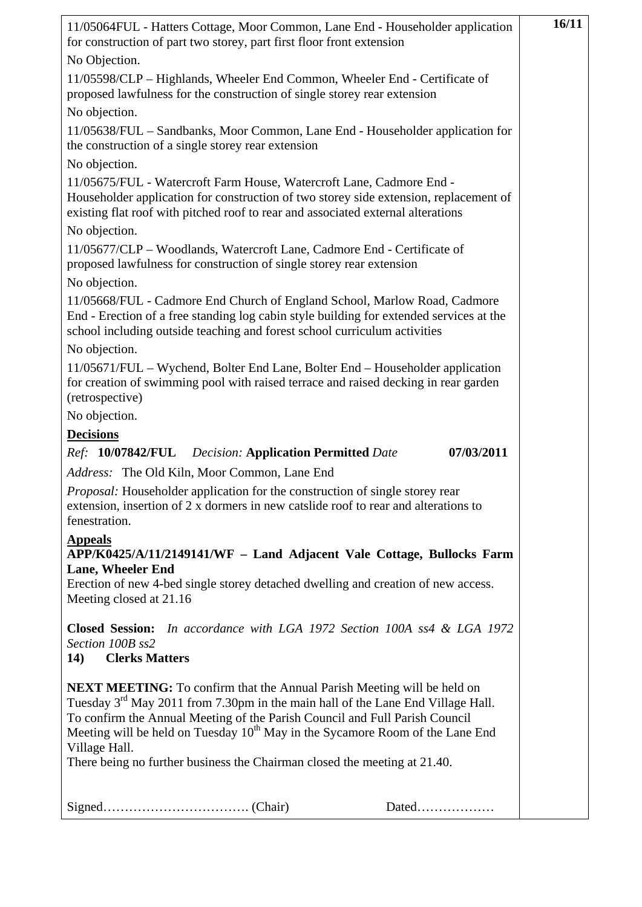11/05064FUL - Hatters Cottage, Moor Common, Lane End - Householder application for construction of part two storey, part first floor front extension

No Objection.

11/05598/CLP – Highlands, Wheeler End Common, Wheeler End - Certificate of proposed lawfulness for the construction of single storey rear extension

No objection.

11/05638/FUL – Sandbanks, Moor Common, Lane End - Householder application for the construction of a single storey rear extension

No objection.

11/05675/FUL - Watercroft Farm House, Watercroft Lane, Cadmore End - Householder application for construction of two storey side extension, replacement of existing flat roof with pitched roof to rear and associated external alterations

No objection.

11/05677/CLP – Woodlands, Watercroft Lane, Cadmore End - Certificate of proposed lawfulness for construction of single storey rear extension

No objection.

11/05668/FUL - Cadmore End Church of England School, Marlow Road, Cadmore End - Erection of a free standing log cabin style building for extended services at the school including outside teaching and forest school curriculum activities

No objection.

11/05671/FUL – Wychend, Bolter End Lane, Bolter End – Householder application for creation of swimming pool with raised terrace and raised decking in rear garden (retrospective)

No objection.

**Decisions**

*Ref:* **10/07842/FUL** *Decision:* **Application Permitted** *Date* **07/03/2011**

*Address:* The Old Kiln, Moor Common, Lane End

*Proposal:* Householder application for the construction of single storey rear extension, insertion of 2 x dormers in new catslide roof to rear and alterations to fenestration.

**Appeals**

**APP/K0425/A/11/2149141/WF – Land Adjacent Vale Cottage, Bullocks Farm Lane, Wheeler End**

Erection of new 4-bed single storey detached dwelling and creation of new access.

Meeting closed at 21.16

**Closed Session:** *In accordance with LGA 1972 Section 100A ss4 & LGA 1972 Section 100B ss2*

**14) Clerks Matters**

**NEXT MEETING:** To confirm that the Annual Parish Meeting will be held on Tuesday 3rd May 2011 from 7.30pm in the main hall of the Lane End Village Hall. To confirm the Annual Meeting of the Parish Council and Full Parish Council Meeting will be held on Tuesday 10th May in the Sycamore Room of the Lane End Village Hall.

There being no further business the Chairman closed the meeting at 21.40.

Signed……………………………. (Chair) Dated………………

16/11